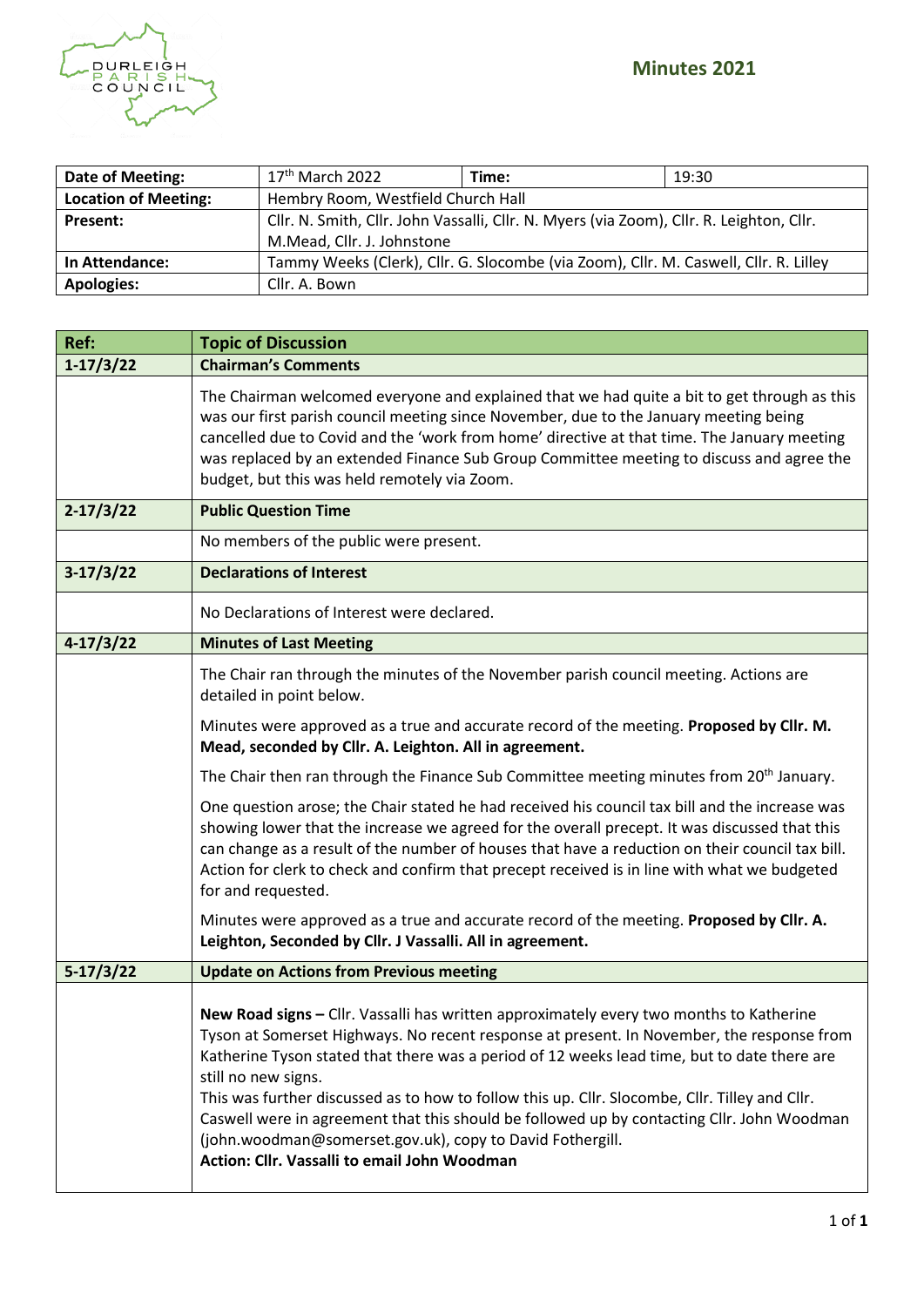# Minutes 2021

| Date of Meeting: | 17th March 2022 | Time: | 19:30 |
|---|---|---|---|
| **Location of Meeting:** | Hembry Room, Westfield Church Hall | | |
| **Present:** | Cllr. N. Smith, Cllr. John Vassalli, Cllr. N. Myers (via Zoom), Cllr. R. Leighton, Cllr. M.Mead, Cllr. J. Johnstone | | |
| **In Attendance:** | Tammy Weeks (Clerk), Cllr. G. Slocombe (via Zoom), Cllr. M. Caswell, Cllr. R. Lilley | | |
| **Apologies:** | Cllr. A. Bown | | |

| Ref: | Topic of Discussion |
|---|---|
| **1-17/3/22** | **Chairman's Comments** |
| | The Chairman welcomed everyone and explained that we had quite a bit to get through as this was our first parish council meeting since November, due to the January meeting being cancelled due to Covid and the 'work from home' directive at that time. The January meeting was replaced by an extended Finance Sub Group Committee meeting to discuss and agree the budget, but this was held remotely via Zoom. |
| **2-17/3/22** | **Public Question Time** |
| | No members of the public were present. |
| **3-17/3/22** | **Declarations of Interest** |
| | No Declarations of Interest were declared. |
| **4-17/3/22** | **Minutes of Last Meeting** |
| | The Chair ran through the minutes of the November parish council meeting. Actions are detailed in point below.<br><br>Minutes were approved as a true and accurate record of the meeting. **Proposed by Cllr. M. Mead, seconded by Cllr. A. Leighton. All in agreement.**<br><br>The Chair then ran through the Finance Sub Committee meeting minutes from 20th January.<br><br>One question arose; the Chair stated he had received his council tax bill and the increase was showing lower that the increase we agreed for the overall precept. It was discussed that this can change as a result of the number of houses that have a reduction on their council tax bill. Action for clerk to check and confirm that precept received is in line with what we budgeted for and requested.<br><br>Minutes were approved as a true and accurate record of the meeting. **Proposed by Cllr. A. Leighton, Seconded by Cllr. J Vassalli. All in agreement.** |
| **5-17/3/22** | **Update on Actions from Previous meeting** |
| | **New Road signs –** Cllr. Vassalli has written approximately every two months to Katherine Tyson at Somerset Highways. No recent response at present. In November, the response from Katherine Tyson stated that there was a period of 12 weeks lead time, but to date there are still no new signs.<br>This was further discussed as to how to follow this up. Cllr. Slocombe, Cllr. Tilley and Cllr. Caswell were in agreement that this should be followed up by contacting Cllr. John Woodman (john.woodman@somerset.gov.uk), copy to David Fothergill.<br>**Action: Cllr. Vassalli to email John Woodman** |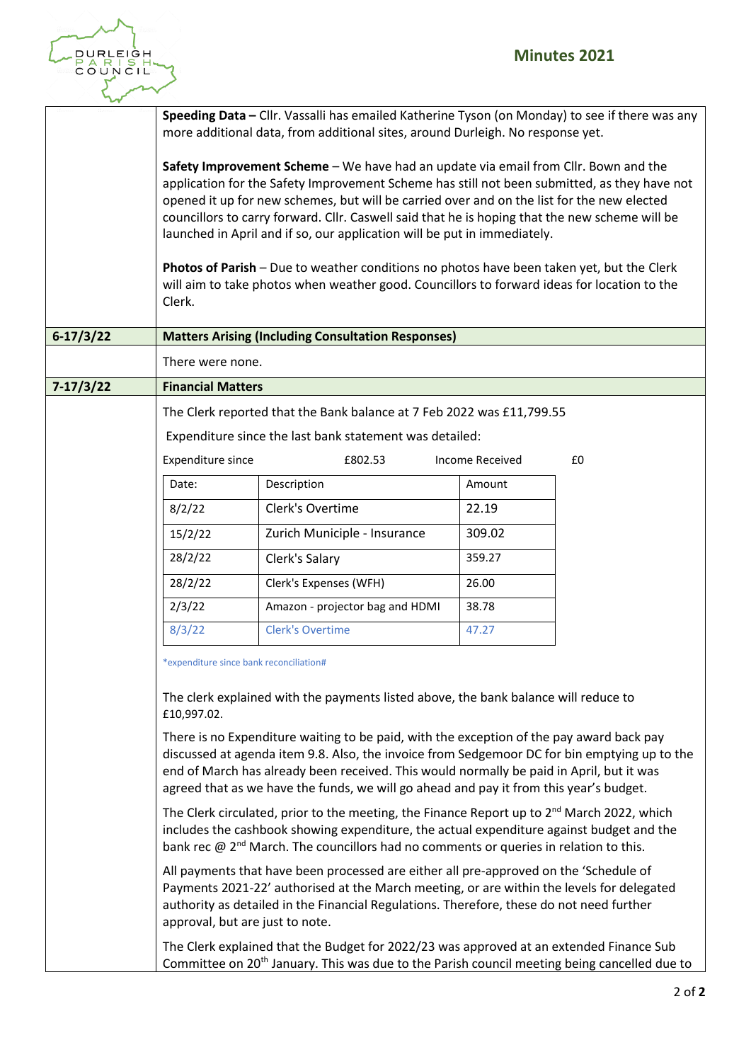**Speeding Data –** Cllr. Vassalli has emailed Katherine Tyson (on Monday) to see if there was any more additional data, from additional sites, around Durleigh. No response yet.

**Safety Improvement Scheme** – We have had an update via email from Cllr. Bown and the application for the Safety Improvement Scheme has still not been submitted, as they have not opened it up for new schemes, but will be carried over and on the list for the new elected councillors to carry forward. Cllr. Caswell said that he is hoping that the new scheme will be launched in April and if so, our application will be put in immediately.

**Photos of Parish** – Due to weather conditions no photos have been taken yet, but the Clerk will aim to take photos when weather good. Councillors to forward ideas for location to the Clerk.

## 6-17/3/22 Matters Arising (Including Consultation Responses)

There were none.

## 7-17/3/22 Financial Matters

The Clerk reported that the Bank balance at 7 Feb 2022 was £11,799.55

Expenditure since the last bank statement was detailed:

Expenditure since £802.53 Income Received £0

| Date: | Description | Amount |
|---|---|---|
| 8/2/22 | Clerk's Overtime | 22.19 |
| 15/2/22 | Zurich Municiple - Insurance | 309.02 |
| 28/2/22 | Clerk's Salary | 359.27 |
| 28/2/22 | Clerk's Expenses (WFH) | 26.00 |
| 2/3/22 | Amazon - projector bag and HDMI | 38.78 |
| 8/3/22 | Clerk's Overtime | 47.27 |

*expenditure since bank reconciliation#

The clerk explained with the payments listed above, the bank balance will reduce to £10,997.02.

There is no Expenditure waiting to be paid, with the exception of the pay award back pay discussed at agenda item 9.8. Also, the invoice from Sedgemoor DC for bin emptying up to the end of March has already been received. This would normally be paid in April, but it was agreed that as we have the funds, we will go ahead and pay it from this year's budget.

The Clerk circulated, prior to the meeting, the Finance Report up to 2nd March 2022, which includes the cashbook showing expenditure, the actual expenditure against budget and the bank rec @ 2nd March. The councillors had no comments or queries in relation to this.

All payments that have been processed are either all pre-approved on the 'Schedule of Payments 2021-22' authorised at the March meeting, or are within the levels for delegated authority as detailed in the Financial Regulations. Therefore, these do not need further approval, but are just to note.

The Clerk explained that the Budget for 2022/23 was approved at an extended Finance Sub Committee on 20th January. This was due to the Parish council meeting being cancelled due to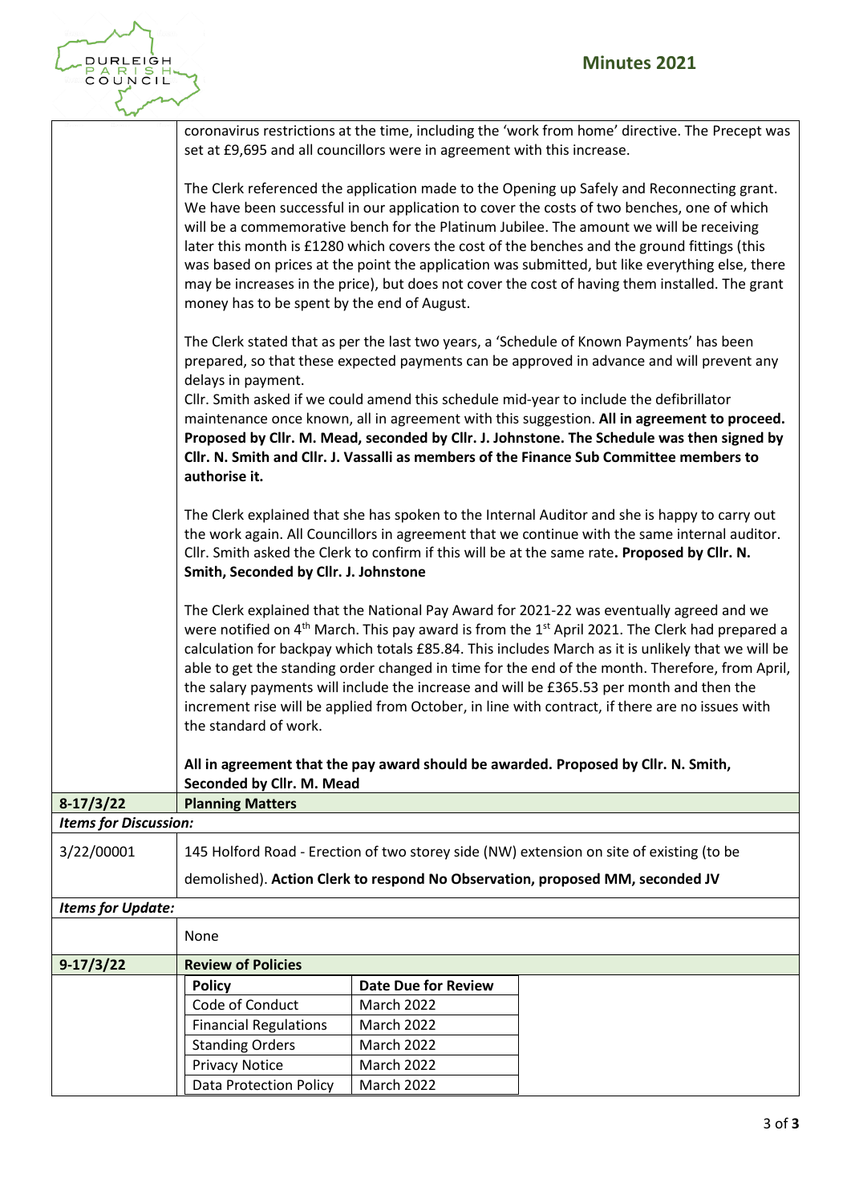| | |
|---|---|
| | coronavirus restrictions at the time, including the 'work from home' directive. The Precept was set at £9,695 and all councillors were in agreement with this increase.<br><br>The Clerk referenced the application made to the Opening up Safely and Reconnecting grant. We have been successful in our application to cover the costs of two benches, one of which will be a commemorative bench for the Platinum Jubilee. The amount we will be receiving later this month is £1280 which covers the cost of the benches and the ground fittings (this was based on prices at the point the application was submitted, but like everything else, there may be increases in the price), but does not cover the cost of having them installed. The grant money has to be spent by the end of August.<br><br>The Clerk stated that as per the last two years, a 'Schedule of Known Payments' has been prepared, so that these expected payments can be approved in advance and will prevent any delays in payment.<br>Cllr. Smith asked if we could amend this schedule mid-year to include the defibrillator maintenance once known, all in agreement with this suggestion. **All in agreement to proceed. Proposed by Cllr. M. Mead, seconded by Cllr. J. Johnstone. The Schedule was then signed by Cllr. N. Smith and Cllr. J. Vassalli as members of the Finance Sub Committee members to authorise it.**<br><br>The Clerk explained that she has spoken to the Internal Auditor and she is happy to carry out the work again. All Councillors in agreement that we continue with the same internal auditor. Cllr. Smith asked the Clerk to confirm if this will be at the same rate**. Proposed by Cllr. N. Smith, Seconded by Cllr. J. Johnstone**<br><br>The Clerk explained that the National Pay Award for 2021-22 was eventually agreed and we were notified on 4th March. This pay award is from the 1st April 2021. The Clerk had prepared a calculation for backpay which totals £85.84. This includes March as it is unlikely that we will be able to get the standing order changed in time for the end of the month. Therefore, from April, the salary payments will include the increase and will be £365.53 per month and then the increment rise will be applied from October, in line with contract, if there are no issues with the standard of work.<br><br>**All in agreement that the pay award should be awarded. Proposed by Cllr. N. Smith, Seconded by Cllr. M. Mead** |
| **8-17/3/22** | **Planning Matters** |
| ***Items for Discussion:*** | |
| 3/22/00001 | 145 Holford Road - Erection of two storey side (NW) extension on site of existing (to be demolished). **Action Clerk to respond No Observation, proposed MM, seconded JV** |
| ***Items for Update:*** | |
| | None |
| **9-17/3/22** | **Review of Policies** |

| Policy | Date Due for Review |
|---|---|
| Code of Conduct | March 2022 |
| Financial Regulations | March 2022 |
| Standing Orders | March 2022 |
| Privacy Notice | March 2022 |
| Data Protection Policy | March 2022 |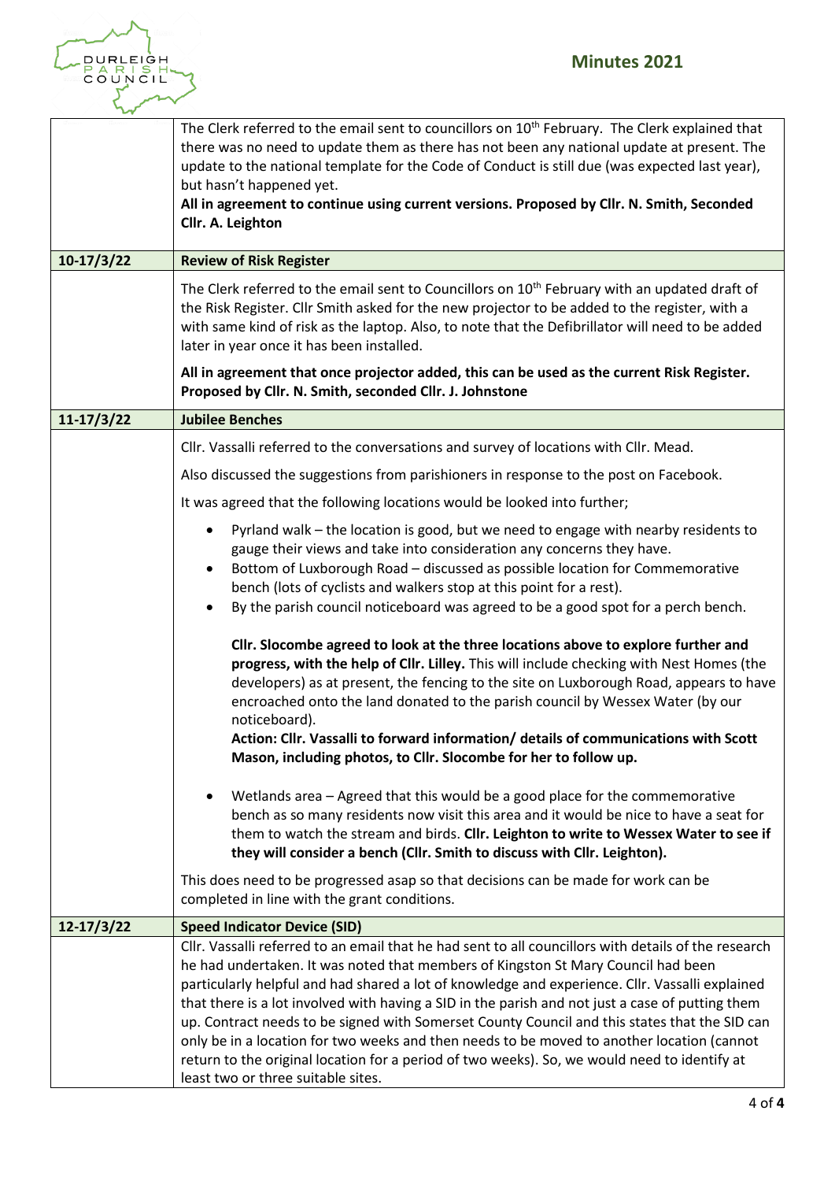| | |
|---|---|
| | The Clerk referred to the email sent to councillors on 10th February. The Clerk explained that there was no need to update them as there has not been any national update at present. The update to the national template for the Code of Conduct is still due (was expected last year), but hasn't happened yet. **All in agreement to continue using current versions. Proposed by Cllr. N. Smith, Seconded Cllr. A. Leighton** |
| **10-17/3/22** | **Review of Risk Register** |
| | The Clerk referred to the email sent to Councillors on 10th February with an updated draft of the Risk Register. Cllr Smith asked for the new projector to be added to the register, with a with same kind of risk as the laptop. Also, to note that the Defibrillator will need to be added later in year once it has been installed.<br><br>**All in agreement that once projector added, this can be used as the current Risk Register. Proposed by Cllr. N. Smith, seconded Cllr. J. Johnstone** |
| **11-17/3/22** | **Jubilee Benches** |
| | Cllr. Vassalli referred to the conversations and survey of locations with Cllr. Mead.<br><br>Also discussed the suggestions from parishioners in response to the post on Facebook.<br><br>It was agreed that the following locations would be looked into further;<br><br>• Pyrland walk – the location is good, but we need to engage with nearby residents to gauge their views and take into consideration any concerns they have.<br>• Bottom of Luxborough Road – discussed as possible location for Commemorative bench (lots of cyclists and walkers stop at this point for a rest).<br>• By the parish council noticeboard was agreed to be a good spot for a perch bench.<br><br>**Cllr. Slocombe agreed to look at the three locations above to explore further and progress, with the help of Cllr. Lilley.** This will include checking with Nest Homes (the developers) as at present, the fencing to the site on Luxborough Road, appears to have encroached onto the land donated to the parish council by Wessex Water (by our noticeboard).<br>**Action: Cllr. Vassalli to forward information/ details of communications with Scott Mason, including photos, to Cllr. Slocombe for her to follow up.**<br><br>• Wetlands area – Agreed that this would be a good place for the commemorative bench as so many residents now visit this area and it would be nice to have a seat for them to watch the stream and birds. **Cllr. Leighton to write to Wessex Water to see if they will consider a bench (Cllr. Smith to discuss with Cllr. Leighton).**<br><br>This does need to be progressed asap so that decisions can be made for work can be completed in line with the grant conditions. |
| **12-17/3/22** | **Speed Indicator Device (SID)** |
| | Cllr. Vassalli referred to an email that he had sent to all councillors with details of the research he had undertaken. It was noted that members of Kingston St Mary Council had been particularly helpful and had shared a lot of knowledge and experience. Cllr. Vassalli explained that there is a lot involved with having a SID in the parish and not just a case of putting them up. Contract needs to be signed with Somerset County Council and this states that the SID can only be in a location for two weeks and then needs to be moved to another location (cannot return to the original location for a period of two weeks). So, we would need to identify at least two or three suitable sites. |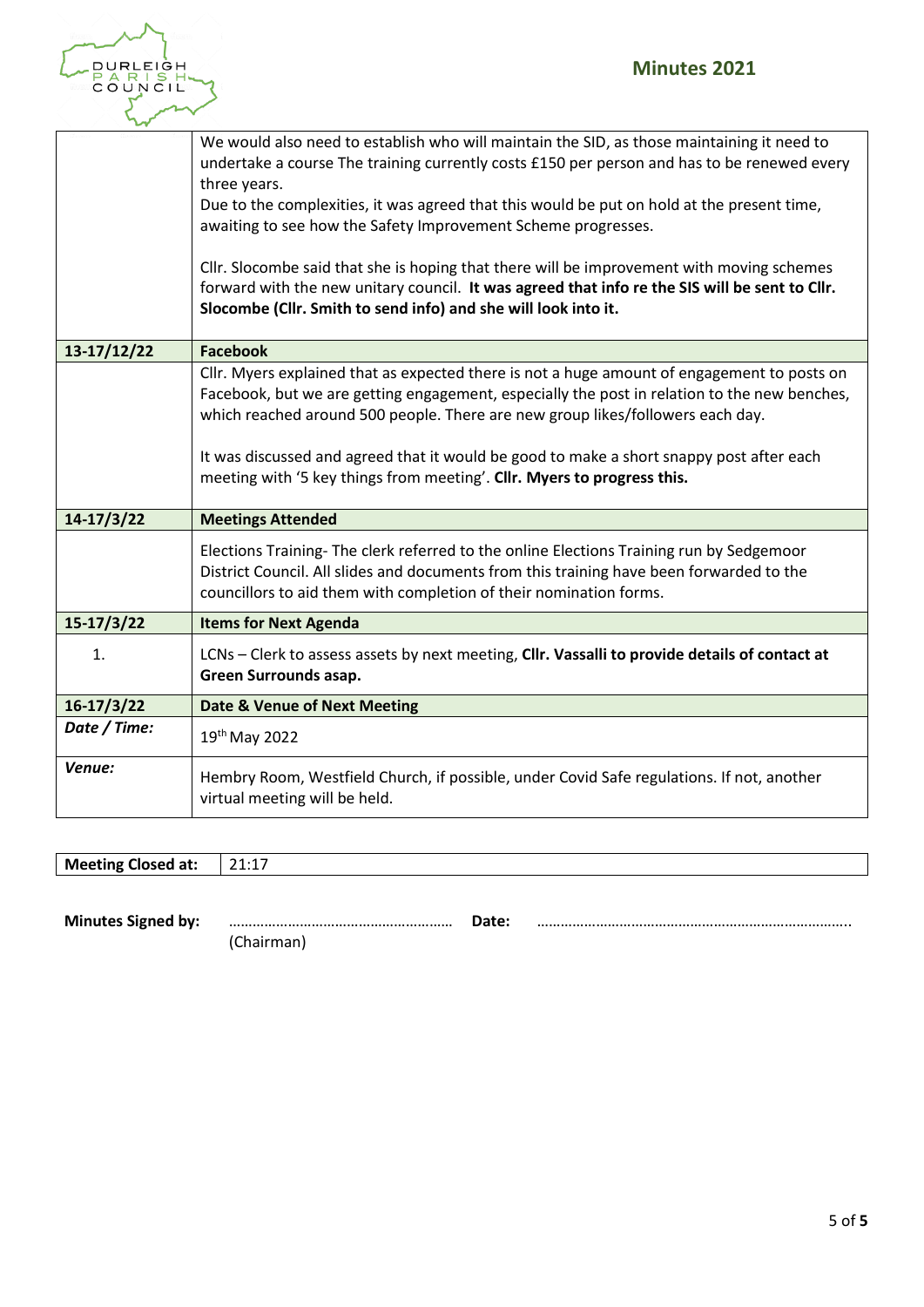| | |
|---|---|
| | We would also need to establish who will maintain the SID, as those maintaining it need to undertake a course The training currently costs £150 per person and has to be renewed every three years.<br>Due to the complexities, it was agreed that this would be put on hold at the present time, awaiting to see how the Safety Improvement Scheme progresses.<br><br>Cllr. Slocombe said that she is hoping that there will be improvement with moving schemes forward with the new unitary council. **It was agreed that info re the SIS will be sent to Cllr. Slocombe (Cllr. Smith to send info) and she will look into it.** |
| **13-17/12/22** | **Facebook** |
| | Cllr. Myers explained that as expected there is not a huge amount of engagement to posts on Facebook, but we are getting engagement, especially the post in relation to the new benches, which reached around 500 people. There are new group likes/followers each day.<br><br>It was discussed and agreed that it would be good to make a short snappy post after each meeting with '5 key things from meeting'. **Cllr. Myers to progress this.** |
| **14-17/3/22** | **Meetings Attended** |
| | Elections Training- The clerk referred to the online Elections Training run by Sedgemoor District Council. All slides and documents from this training have been forwarded to the councillors to aid them with completion of their nomination forms. |
| **15-17/3/22** | **Items for Next Agenda** |
| 1. | LCNs – Clerk to assess assets by next meeting, **Cllr. Vassalli to provide details of contact at Green Surrounds asap.** |
| **16-17/3/22** | **Date & Venue of Next Meeting** |
| ***Date / Time:*** | 19th May 2022 |
| ***Venue:*** | Hembry Room, Westfield Church, if possible, under Covid Safe regulations. If not, another virtual meeting will be held. |

| | |
|---|---|
| **Meeting Closed at:** | 21:17 |

**Minutes Signed by:** ………………………………………………… (Chairman) **Date:** ……………………………………………………………………..